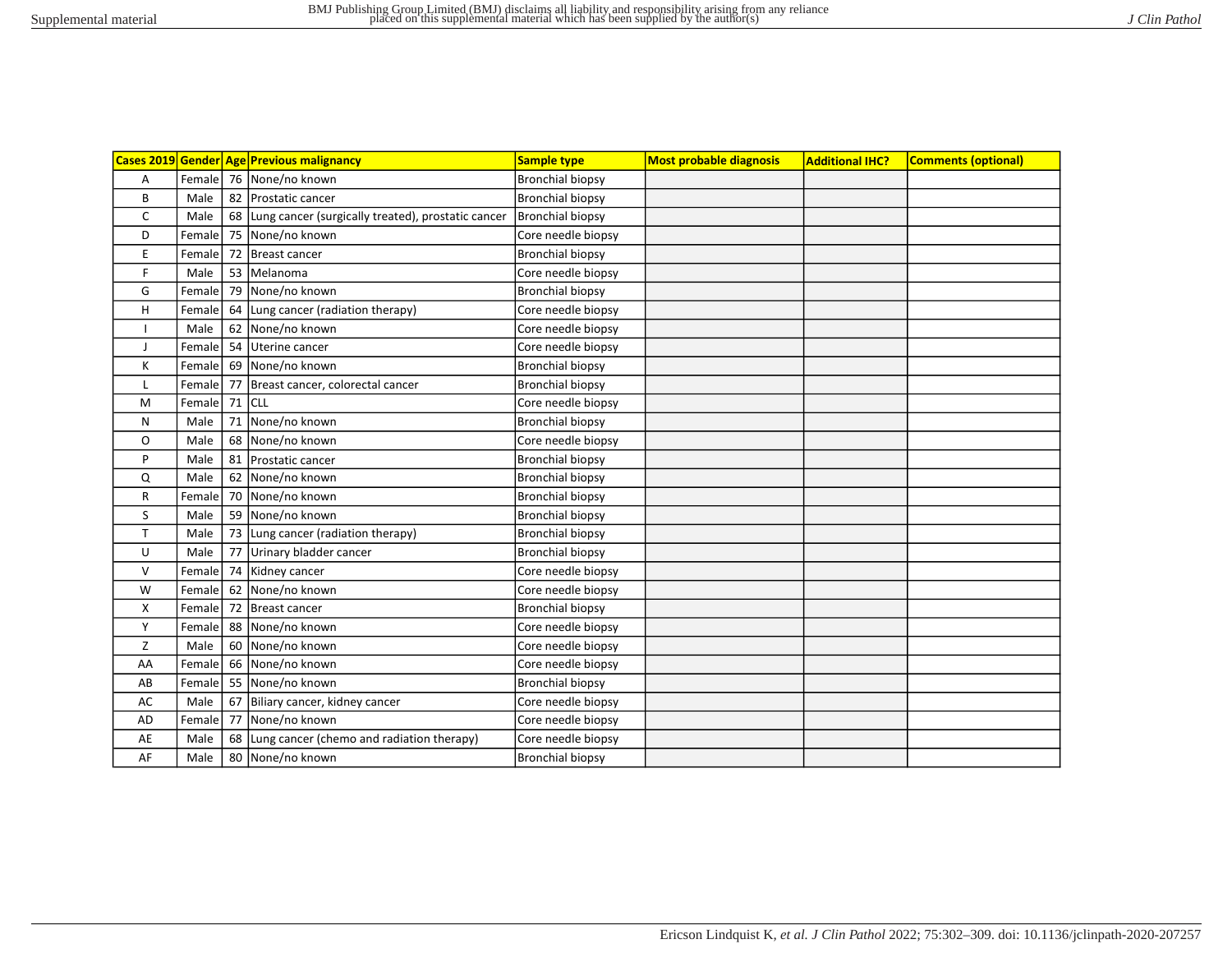Supplemental material

| Cases 2019 | Gender | Age | Previous malignancy | Sample type | Most probable diagnosis | Additional IHC? | Comments (optional) |
|---|---|---|---|---|---|---|---|
| A | Female | 76 | None/no known | Bronchial biopsy | | | |
| B | Male | 82 | Prostatic cancer | Bronchial biopsy | | | |
| C | Male | 68 | Lung cancer (surgically treated), prostatic cancer | Bronchial biopsy | | | |
| D | Female | 75 | None/no known | Core needle biopsy | | | |
| E | Female | 72 | Breast cancer | Bronchial biopsy | | | |
| F | Male | 53 | Melanoma | Core needle biopsy | | | |
| G | Female | 79 | None/no known | Bronchial biopsy | | | |
| H | Female | 64 | Lung cancer (radiation therapy) | Core needle biopsy | | | |
| I | Male | 62 | None/no known | Core needle biopsy | | | |
| J | Female | 54 | Uterine cancer | Core needle biopsy | | | |
| K | Female | 69 | None/no known | Bronchial biopsy | | | |
| L | Female | 77 | Breast cancer, colorectal cancer | Bronchial biopsy | | | |
| M | Female | 71 | CLL | Core needle biopsy | | | |
| N | Male | 71 | None/no known | Bronchial biopsy | | | |
| O | Male | 68 | None/no known | Core needle biopsy | | | |
| P | Male | 81 | Prostatic cancer | Bronchial biopsy | | | |
| Q | Male | 62 | None/no known | Bronchial biopsy | | | |
| R | Female | 70 | None/no known | Bronchial biopsy | | | |
| S | Male | 59 | None/no known | Bronchial biopsy | | | |
| T | Male | 73 | Lung cancer (radiation therapy) | Bronchial biopsy | | | |
| U | Male | 77 | Urinary bladder cancer | Bronchial biopsy | | | |
| V | Female | 74 | Kidney cancer | Core needle biopsy | | | |
| W | Female | 62 | None/no known | Core needle biopsy | | | |
| X | Female | 72 | Breast cancer | Bronchial biopsy | | | |
| Y | Female | 88 | None/no known | Core needle biopsy | | | |
| Z | Male | 60 | None/no known | Core needle biopsy | | | |
| AA | Female | 66 | None/no known | Core needle biopsy | | | |
| AB | Female | 55 | None/no known | Bronchial biopsy | | | |
| AC | Male | 67 | Biliary cancer, kidney cancer | Core needle biopsy | | | |
| AD | Female | 77 | None/no known | Core needle biopsy | | | |
| AE | Male | 68 | Lung cancer (chemo and radiation therapy) | Core needle biopsy | | | |
| AF | Male | 80 | None/no known | Bronchial biopsy | | | |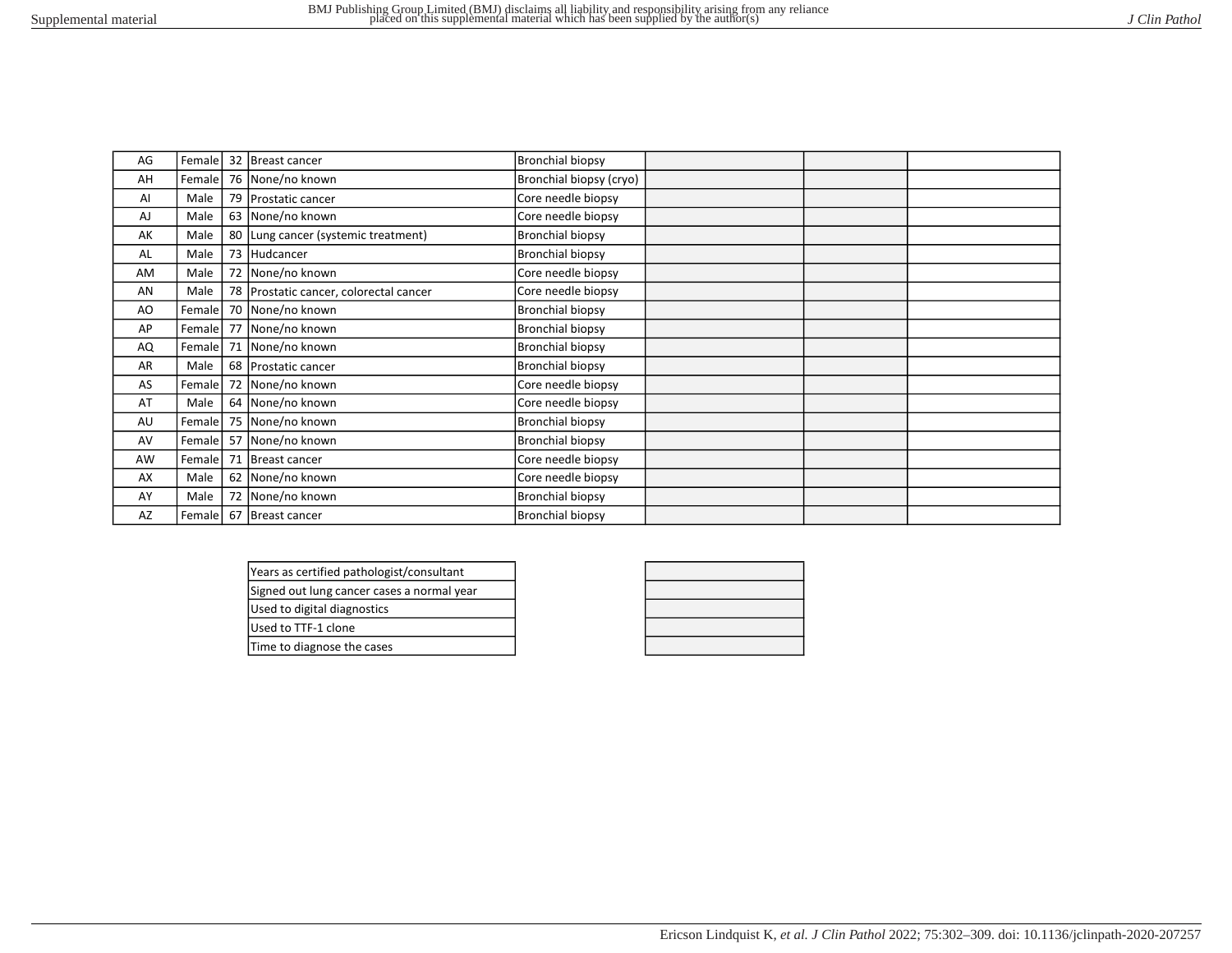| | | | | | | | |
|---|---|---|---|---|---|---|---|
| AG | Female | 32 | Breast cancer | Bronchial biopsy | | | |
| AH | Female | 76 | None/no known | Bronchial biopsy (cryo) | | | |
| AI | Male | 79 | Prostatic cancer | Core needle biopsy | | | |
| AJ | Male | 63 | None/no known | Core needle biopsy | | | |
| AK | Male | 80 | Lung cancer (systemic treatment) | Bronchial biopsy | | | |
| AL | Male | 73 | Hudcancer | Bronchial biopsy | | | |
| AM | Male | 72 | None/no known | Core needle biopsy | | | |
| AN | Male | 78 | Prostatic cancer, colorectal cancer | Core needle biopsy | | | |
| AO | Female | 70 | None/no known | Bronchial biopsy | | | |
| AP | Female | 77 | None/no known | Bronchial biopsy | | | |
| AQ | Female | 71 | None/no known | Bronchial biopsy | | | |
| AR | Male | 68 | Prostatic cancer | Bronchial biopsy | | | |
| AS | Female | 72 | None/no known | Core needle biopsy | | | |
| AT | Male | 64 | None/no known | Core needle biopsy | | | |
| AU | Female | 75 | None/no known | Bronchial biopsy | | | |
| AV | Female | 57 | None/no known | Bronchial biopsy | | | |
| AW | Female | 71 | Breast cancer | Core needle biopsy | | | |
| AX | Male | 62 | None/no known | Core needle biopsy | | | |
| AY | Male | 72 | None/no known | Bronchial biopsy | | | |
| AZ | Female | 67 | Breast cancer | Bronchial biopsy | | | |

| | |
|---|---|
| Years as certified pathologist/consultant | |
| Signed out lung cancer cases a normal year | |
| Used to digital diagnostics | |
| Used to TTF-1 clone | |
| Time to diagnose the cases | |